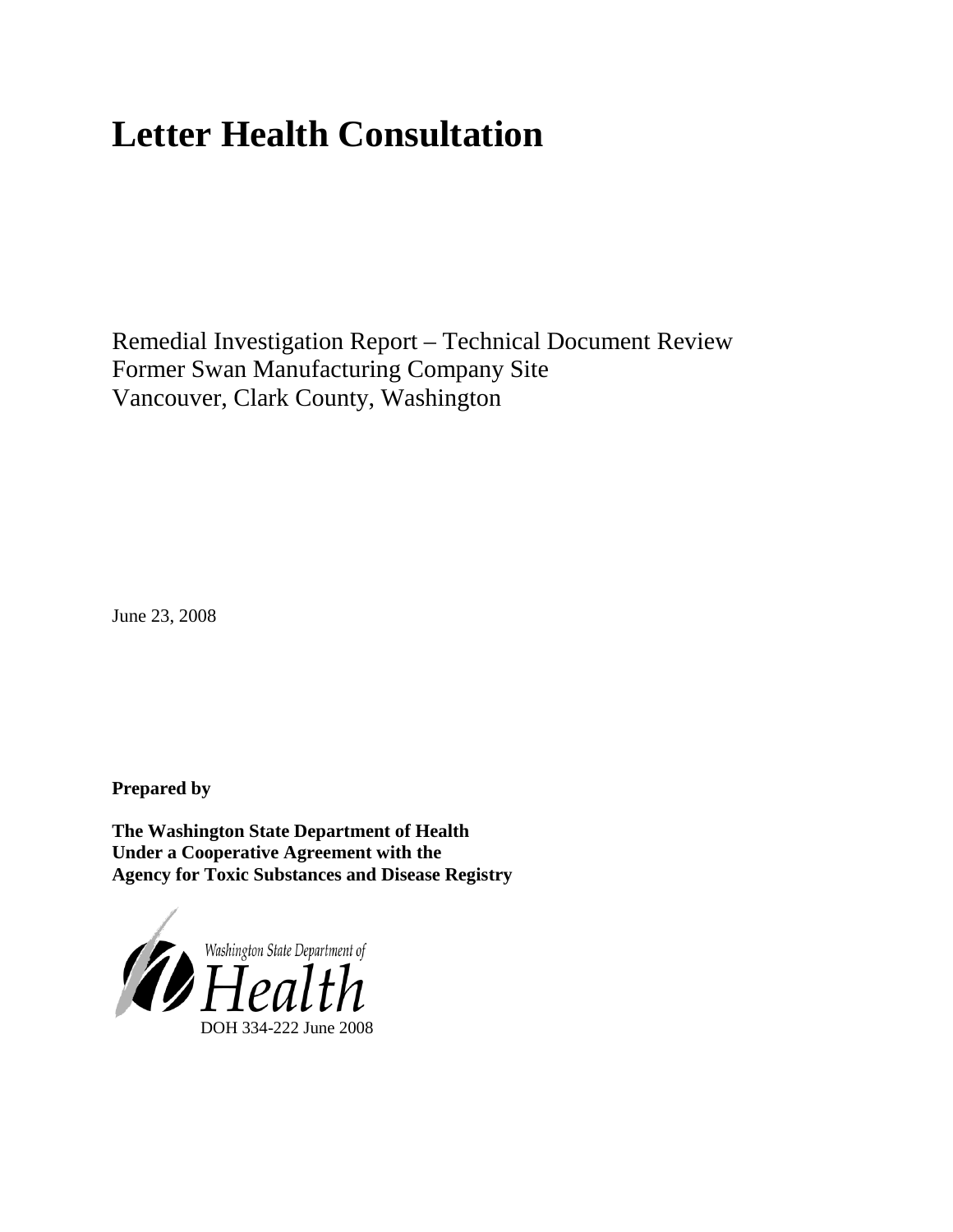# Letter Health Consultation

Remedial Investigation Report – Technical Document Review
Former Swan Manufacturing Company Site
Vancouver, Clark County, Washington

June 23, 2008

**Prepared by**

**The Washington State Department of Health**
**Under a Cooperative Agreement with the**
**Agency for Toxic Substances and Disease Registry**

Washington State Department of Health

DOH 334-222 June 2008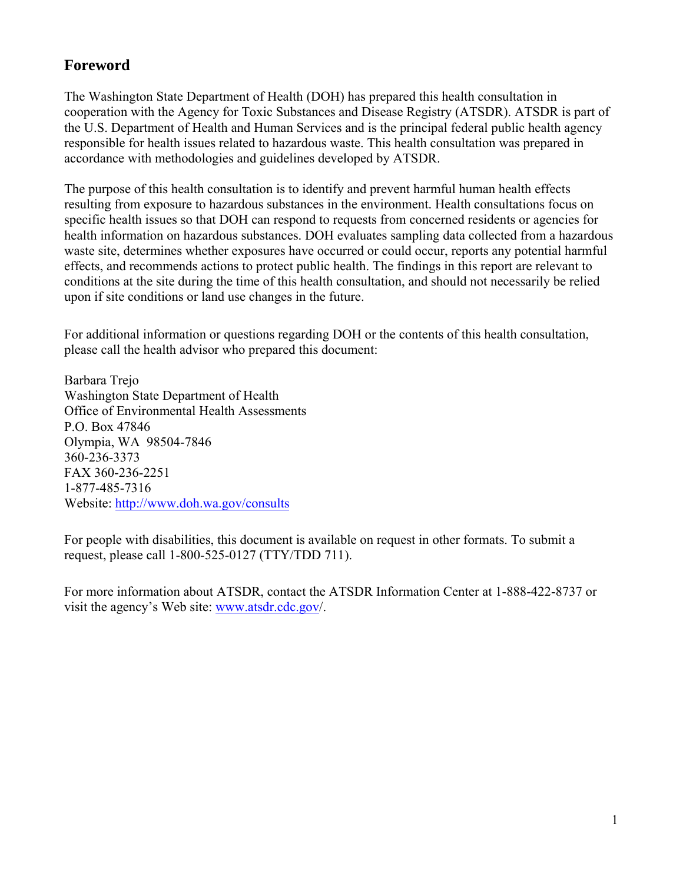## Foreword

The Washington State Department of Health (DOH) has prepared this health consultation in cooperation with the Agency for Toxic Substances and Disease Registry (ATSDR). ATSDR is part of the U.S. Department of Health and Human Services and is the principal federal public health agency responsible for health issues related to hazardous waste. This health consultation was prepared in accordance with methodologies and guidelines developed by ATSDR.

The purpose of this health consultation is to identify and prevent harmful human health effects resulting from exposure to hazardous substances in the environment. Health consultations focus on specific health issues so that DOH can respond to requests from concerned residents or agencies for health information on hazardous substances. DOH evaluates sampling data collected from a hazardous waste site, determines whether exposures have occurred or could occur, reports any potential harmful effects, and recommends actions to protect public health. The findings in this report are relevant to conditions at the site during the time of this health consultation, and should not necessarily be relied upon if site conditions or land use changes in the future.

For additional information or questions regarding DOH or the contents of this health consultation, please call the health advisor who prepared this document:

Barbara Trejo
Washington State Department of Health
Office of Environmental Health Assessments
P.O. Box 47846
Olympia, WA 98504-7846
360-236-3373
FAX 360-236-2251
1-877-485-7316
Website: http://www.doh.wa.gov/consults

For people with disabilities, this document is available on request in other formats. To submit a request, please call 1-800-525-0127 (TTY/TDD 711).

For more information about ATSDR, contact the ATSDR Information Center at 1-888-422-8737 or visit the agency's Web site: www.atsdr.cdc.gov/.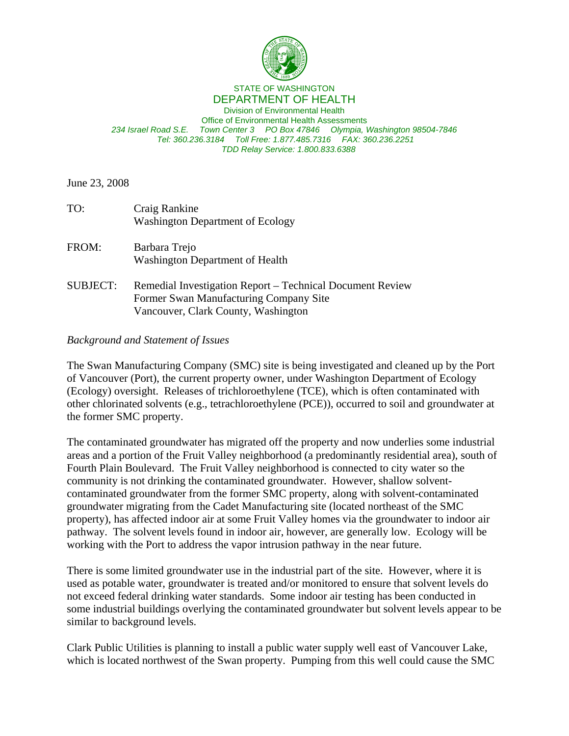STATE OF WASHINGTON
DEPARTMENT OF HEALTH
Division of Environmental Health
Office of Environmental Health Assessments
*234 Israel Road S.E. Town Center 3 PO Box 47846 Olympia, Washington 98504-7846*
*Tel: 360.236.3184 Toll Free: 1.877.485.7316 FAX: 360.236.2251*
*TDD Relay Service: 1.800.833.6388*

June 23, 2008

TO: Craig Rankine
Washington Department of Ecology

FROM: Barbara Trejo
Washington Department of Health

SUBJECT: Remedial Investigation Report – Technical Document Review
Former Swan Manufacturing Company Site
Vancouver, Clark County, Washington

*Background and Statement of Issues*

The Swan Manufacturing Company (SMC) site is being investigated and cleaned up by the Port of Vancouver (Port), the current property owner, under Washington Department of Ecology (Ecology) oversight. Releases of trichloroethylene (TCE), which is often contaminated with other chlorinated solvents (e.g., tetrachloroethylene (PCE)), occurred to soil and groundwater at the former SMC property.

The contaminated groundwater has migrated off the property and now underlies some industrial areas and a portion of the Fruit Valley neighborhood (a predominantly residential area), south of Fourth Plain Boulevard. The Fruit Valley neighborhood is connected to city water so the community is not drinking the contaminated groundwater. However, shallow solvent-contaminated groundwater from the former SMC property, along with solvent-contaminated groundwater migrating from the Cadet Manufacturing site (located northeast of the SMC property), has affected indoor air at some Fruit Valley homes via the groundwater to indoor air pathway. The solvent levels found in indoor air, however, are generally low. Ecology will be working with the Port to address the vapor intrusion pathway in the near future.

There is some limited groundwater use in the industrial part of the site. However, where it is used as potable water, groundwater is treated and/or monitored to ensure that solvent levels do not exceed federal drinking water standards. Some indoor air testing has been conducted in some industrial buildings overlying the contaminated groundwater but solvent levels appear to be similar to background levels.

Clark Public Utilities is planning to install a public water supply well east of Vancouver Lake, which is located northwest of the Swan property. Pumping from this well could cause the SMC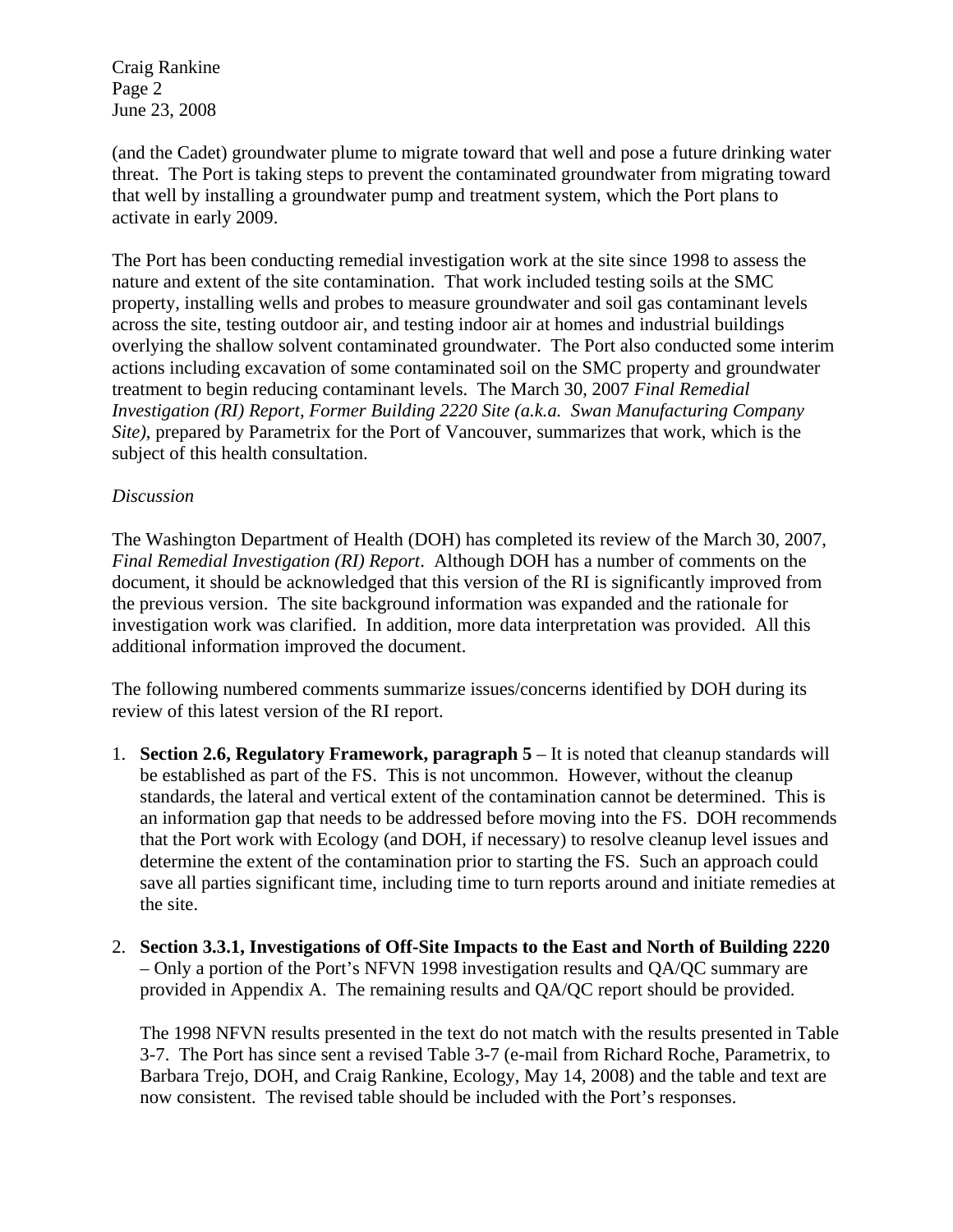(and the Cadet) groundwater plume to migrate toward that well and pose a future drinking water threat. The Port is taking steps to prevent the contaminated groundwater from migrating toward that well by installing a groundwater pump and treatment system, which the Port plans to activate in early 2009.

The Port has been conducting remedial investigation work at the site since 1998 to assess the nature and extent of the site contamination. That work included testing soils at the SMC property, installing wells and probes to measure groundwater and soil gas contaminant levels across the site, testing outdoor air, and testing indoor air at homes and industrial buildings overlying the shallow solvent contaminated groundwater. The Port also conducted some interim actions including excavation of some contaminated soil on the SMC property and groundwater treatment to begin reducing contaminant levels. The March 30, 2007 *Final Remedial Investigation (RI) Report, Former Building 2220 Site (a.k.a. Swan Manufacturing Company Site)*, prepared by Parametrix for the Port of Vancouver, summarizes that work, which is the subject of this health consultation.

*Discussion*

The Washington Department of Health (DOH) has completed its review of the March 30, 2007, *Final Remedial Investigation (RI) Report*. Although DOH has a number of comments on the document, it should be acknowledged that this version of the RI is significantly improved from the previous version. The site background information was expanded and the rationale for investigation work was clarified. In addition, more data interpretation was provided. All this additional information improved the document.

The following numbered comments summarize issues/concerns identified by DOH during its review of this latest version of the RI report.

1. **Section 2.6, Regulatory Framework, paragraph 5** – It is noted that cleanup standards will be established as part of the FS. This is not uncommon. However, without the cleanup standards, the lateral and vertical extent of the contamination cannot be determined. This is an information gap that needs to be addressed before moving into the FS. DOH recommends that the Port work with Ecology (and DOH, if necessary) to resolve cleanup level issues and determine the extent of the contamination prior to starting the FS. Such an approach could save all parties significant time, including time to turn reports around and initiate remedies at the site.

2. **Section 3.3.1, Investigations of Off-Site Impacts to the East and North of Building 2220** – Only a portion of the Port's NFVN 1998 investigation results and QA/QC summary are provided in Appendix A. The remaining results and QA/QC report should be provided.

   The 1998 NFVN results presented in the text do not match with the results presented in Table 3-7. The Port has since sent a revised Table 3-7 (e-mail from Richard Roche, Parametrix, to Barbara Trejo, DOH, and Craig Rankine, Ecology, May 14, 2008) and the table and text are now consistent. The revised table should be included with the Port's responses.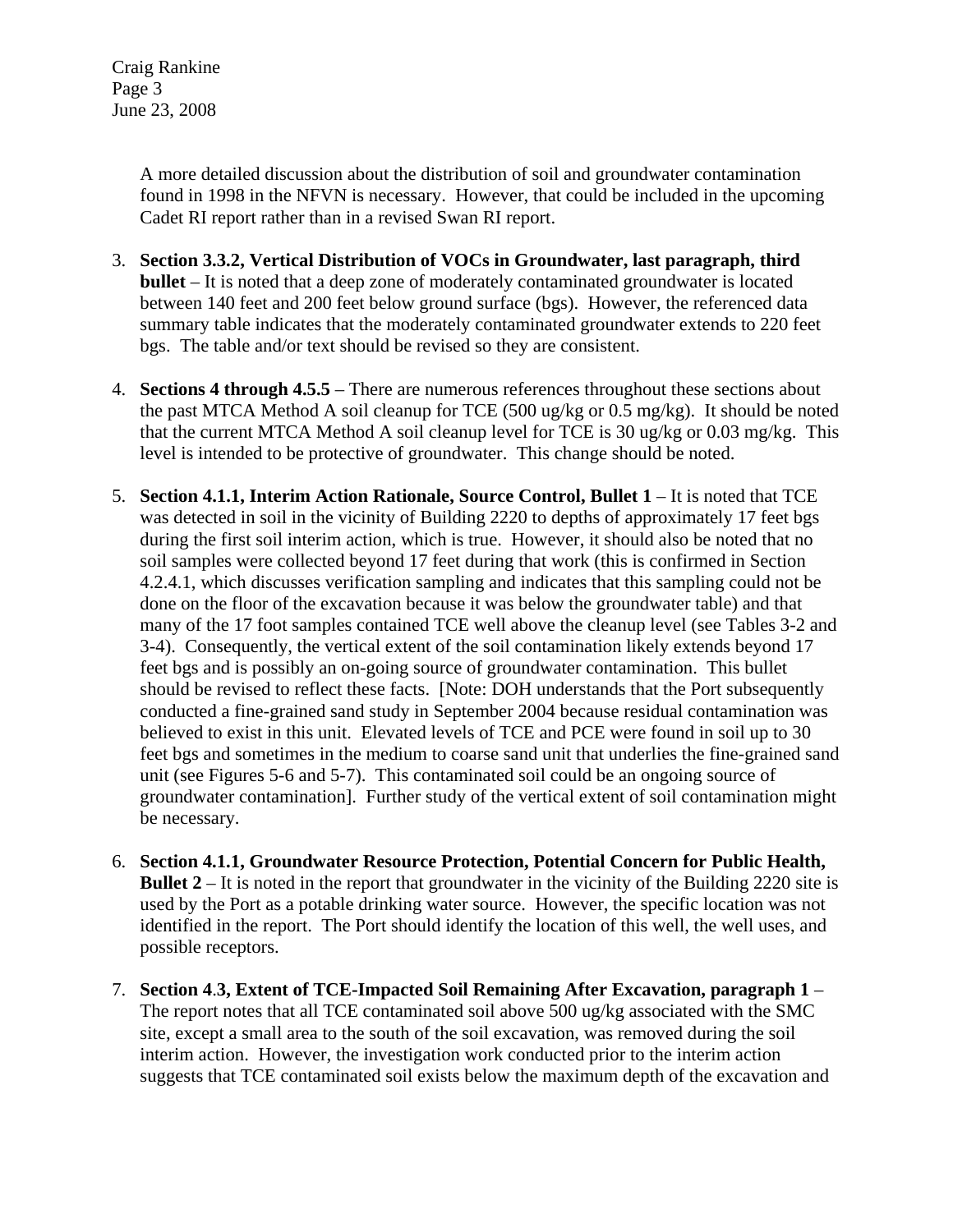A more detailed discussion about the distribution of soil and groundwater contamination found in 1998 in the NFVN is necessary. However, that could be included in the upcoming Cadet RI report rather than in a revised Swan RI report.

3. **Section 3.3.2, Vertical Distribution of VOCs in Groundwater, last paragraph, third bullet** – It is noted that a deep zone of moderately contaminated groundwater is located between 140 feet and 200 feet below ground surface (bgs). However, the referenced data summary table indicates that the moderately contaminated groundwater extends to 220 feet bgs. The table and/or text should be revised so they are consistent.

4. **Sections 4 through 4.5.5** – There are numerous references throughout these sections about the past MTCA Method A soil cleanup for TCE (500 ug/kg or 0.5 mg/kg). It should be noted that the current MTCA Method A soil cleanup level for TCE is 30 ug/kg or 0.03 mg/kg. This level is intended to be protective of groundwater. This change should be noted.

5. **Section 4.1.1, Interim Action Rationale, Source Control, Bullet 1** – It is noted that TCE was detected in soil in the vicinity of Building 2220 to depths of approximately 17 feet bgs during the first soil interim action, which is true. However, it should also be noted that no soil samples were collected beyond 17 feet during that work (this is confirmed in Section 4.2.4.1, which discusses verification sampling and indicates that this sampling could not be done on the floor of the excavation because it was below the groundwater table) and that many of the 17 foot samples contained TCE well above the cleanup level (see Tables 3-2 and 3-4). Consequently, the vertical extent of the soil contamination likely extends beyond 17 feet bgs and is possibly an on-going source of groundwater contamination. This bullet should be revised to reflect these facts. [Note: DOH understands that the Port subsequently conducted a fine-grained sand study in September 2004 because residual contamination was believed to exist in this unit. Elevated levels of TCE and PCE were found in soil up to 30 feet bgs and sometimes in the medium to coarse sand unit that underlies the fine-grained sand unit (see Figures 5-6 and 5-7). This contaminated soil could be an ongoing source of groundwater contamination]. Further study of the vertical extent of soil contamination might be necessary.

6. **Section 4.1.1, Groundwater Resource Protection, Potential Concern for Public Health, Bullet 2** – It is noted in the report that groundwater in the vicinity of the Building 2220 site is used by the Port as a potable drinking water source. However, the specific location was not identified in the report. The Port should identify the location of this well, the well uses, and possible receptors.

7. **Section 4.3, Extent of TCE-Impacted Soil Remaining After Excavation, paragraph 1** – The report notes that all TCE contaminated soil above 500 ug/kg associated with the SMC site, except a small area to the south of the soil excavation, was removed during the soil interim action. However, the investigation work conducted prior to the interim action suggests that TCE contaminated soil exists below the maximum depth of the excavation and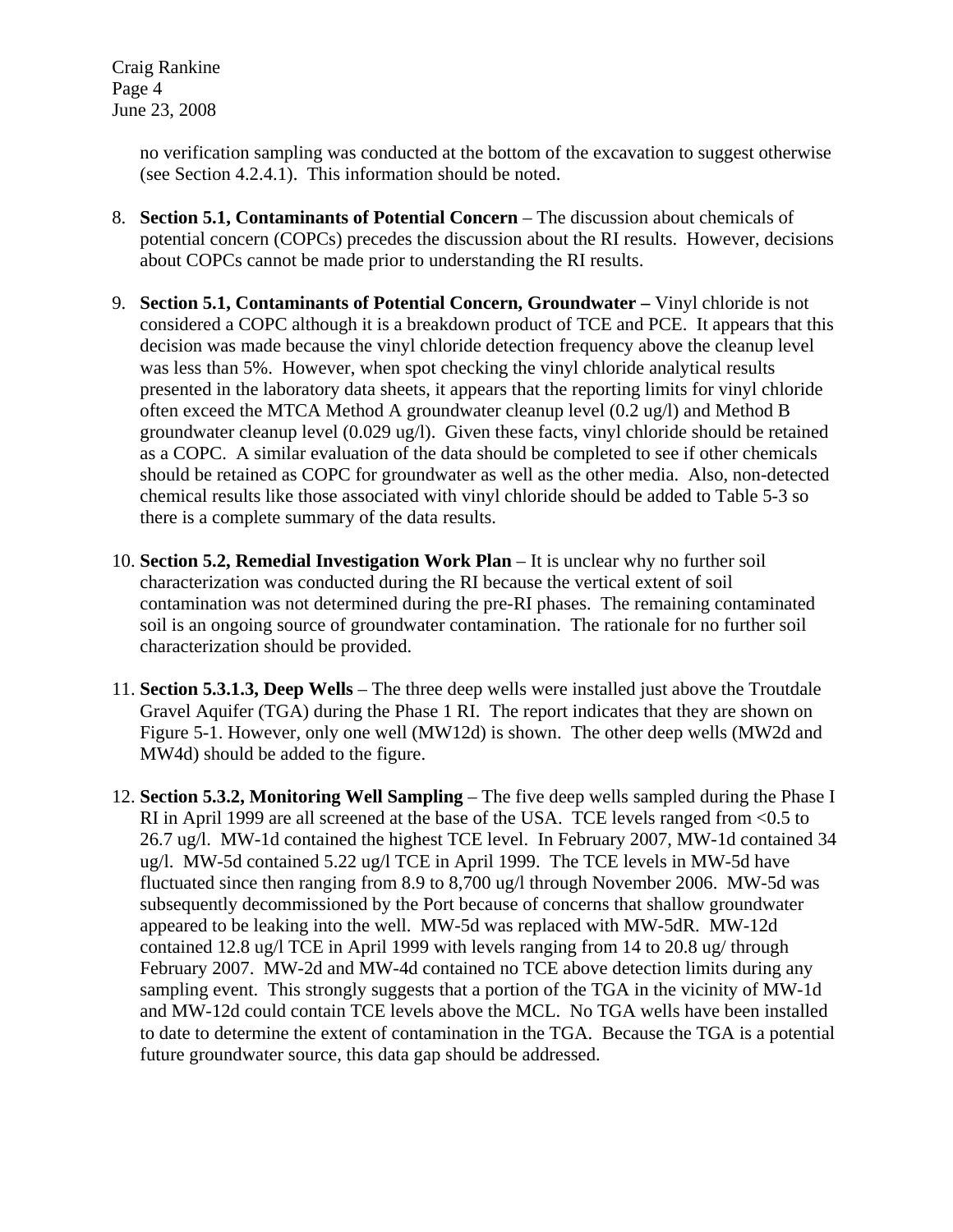no verification sampling was conducted at the bottom of the excavation to suggest otherwise (see Section 4.2.4.1). This information should be noted.

8. **Section 5.1, Contaminants of Potential Concern** – The discussion about chemicals of potential concern (COPCs) precedes the discussion about the RI results. However, decisions about COPCs cannot be made prior to understanding the RI results.

9. **Section 5.1, Contaminants of Potential Concern, Groundwater –** Vinyl chloride is not considered a COPC although it is a breakdown product of TCE and PCE. It appears that this decision was made because the vinyl chloride detection frequency above the cleanup level was less than 5%. However, when spot checking the vinyl chloride analytical results presented in the laboratory data sheets, it appears that the reporting limits for vinyl chloride often exceed the MTCA Method A groundwater cleanup level (0.2 ug/l) and Method B groundwater cleanup level (0.029 ug/l). Given these facts, vinyl chloride should be retained as a COPC. A similar evaluation of the data should be completed to see if other chemicals should be retained as COPC for groundwater as well as the other media. Also, non-detected chemical results like those associated with vinyl chloride should be added to Table 5-3 so there is a complete summary of the data results.

10. **Section 5.2, Remedial Investigation Work Plan** – It is unclear why no further soil characterization was conducted during the RI because the vertical extent of soil contamination was not determined during the pre-RI phases. The remaining contaminated soil is an ongoing source of groundwater contamination. The rationale for no further soil characterization should be provided.

11. **Section 5.3.1.3, Deep Wells** – The three deep wells were installed just above the Troutdale Gravel Aquifer (TGA) during the Phase 1 RI. The report indicates that they are shown on Figure 5-1. However, only one well (MW12d) is shown. The other deep wells (MW2d and MW4d) should be added to the figure.

12. **Section 5.3.2, Monitoring Well Sampling** – The five deep wells sampled during the Phase I RI in April 1999 are all screened at the base of the USA. TCE levels ranged from <0.5 to 26.7 ug/l. MW-1d contained the highest TCE level. In February 2007, MW-1d contained 34 ug/l. MW-5d contained 5.22 ug/l TCE in April 1999. The TCE levels in MW-5d have fluctuated since then ranging from 8.9 to 8,700 ug/l through November 2006. MW-5d was subsequently decommissioned by the Port because of concerns that shallow groundwater appeared to be leaking into the well. MW-5d was replaced with MW-5dR. MW-12d contained 12.8 ug/l TCE in April 1999 with levels ranging from 14 to 20.8 ug/ through February 2007. MW-2d and MW-4d contained no TCE above detection limits during any sampling event. This strongly suggests that a portion of the TGA in the vicinity of MW-1d and MW-12d could contain TCE levels above the MCL. No TGA wells have been installed to date to determine the extent of contamination in the TGA. Because the TGA is a potential future groundwater source, this data gap should be addressed.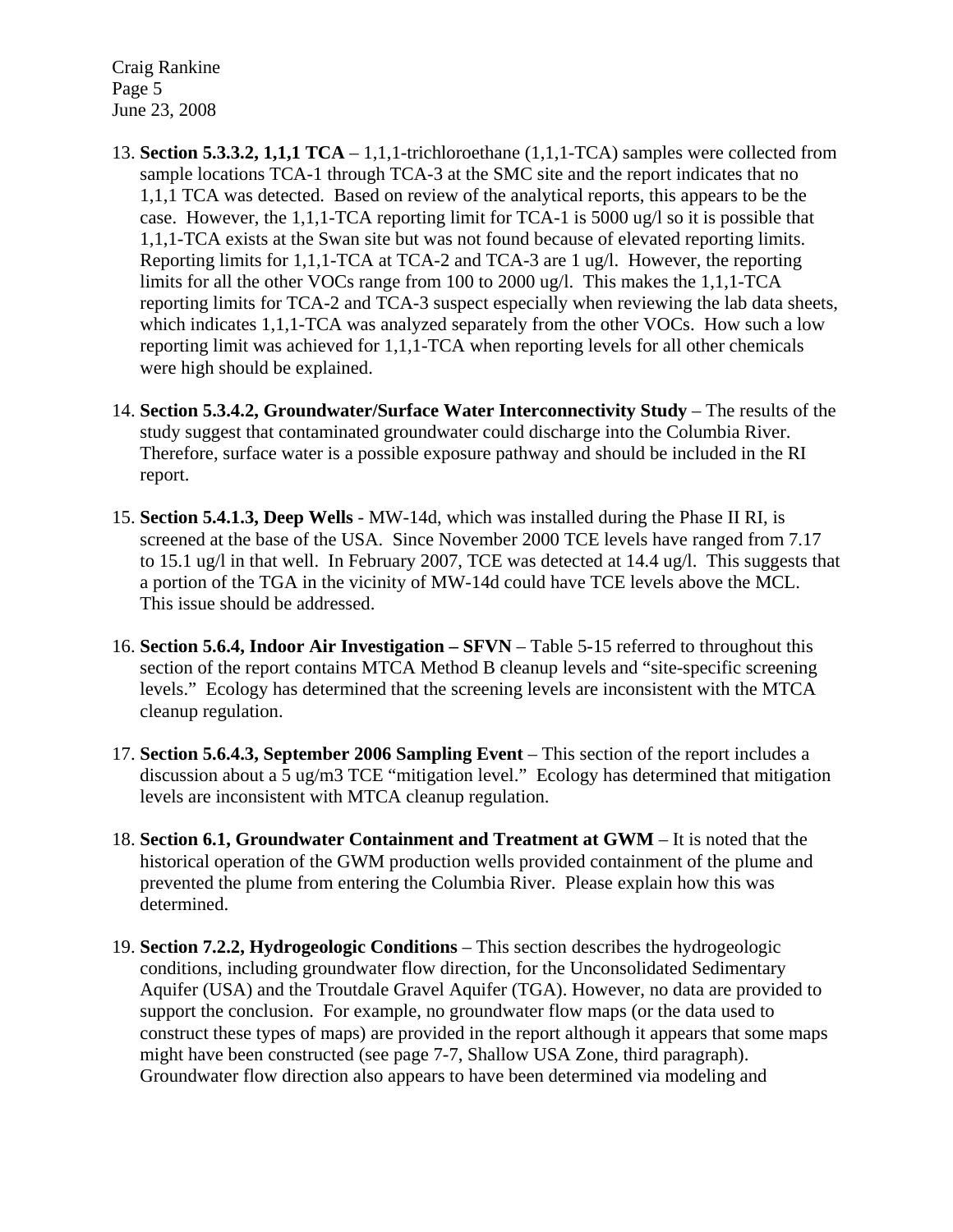13. **Section 5.3.3.2, 1,1,1 TCA** – 1,1,1-trichloroethane (1,1,1-TCA) samples were collected from sample locations TCA-1 through TCA-3 at the SMC site and the report indicates that no 1,1,1 TCA was detected. Based on review of the analytical reports, this appears to be the case. However, the 1,1,1-TCA reporting limit for TCA-1 is 5000 ug/l so it is possible that 1,1,1-TCA exists at the Swan site but was not found because of elevated reporting limits. Reporting limits for 1,1,1-TCA at TCA-2 and TCA-3 are 1 ug/l. However, the reporting limits for all the other VOCs range from 100 to 2000 ug/l. This makes the 1,1,1-TCA reporting limits for TCA-2 and TCA-3 suspect especially when reviewing the lab data sheets, which indicates 1,1,1-TCA was analyzed separately from the other VOCs. How such a low reporting limit was achieved for 1,1,1-TCA when reporting levels for all other chemicals were high should be explained.

14. **Section 5.3.4.2, Groundwater/Surface Water Interconnectivity Study** – The results of the study suggest that contaminated groundwater could discharge into the Columbia River. Therefore, surface water is a possible exposure pathway and should be included in the RI report.

15. **Section 5.4.1.3, Deep Wells** - MW-14d, which was installed during the Phase II RI, is screened at the base of the USA. Since November 2000 TCE levels have ranged from 7.17 to 15.1 ug/l in that well. In February 2007, TCE was detected at 14.4 ug/l. This suggests that a portion of the TGA in the vicinity of MW-14d could have TCE levels above the MCL. This issue should be addressed.

16. **Section 5.6.4, Indoor Air Investigation – SFVN** – Table 5-15 referred to throughout this section of the report contains MTCA Method B cleanup levels and "site-specific screening levels." Ecology has determined that the screening levels are inconsistent with the MTCA cleanup regulation.

17. **Section 5.6.4.3, September 2006 Sampling Event** – This section of the report includes a discussion about a 5 ug/m3 TCE "mitigation level." Ecology has determined that mitigation levels are inconsistent with MTCA cleanup regulation.

18. **Section 6.1, Groundwater Containment and Treatment at GWM** – It is noted that the historical operation of the GWM production wells provided containment of the plume and prevented the plume from entering the Columbia River. Please explain how this was determined.

19. **Section 7.2.2, Hydrogeologic Conditions** – This section describes the hydrogeologic conditions, including groundwater flow direction, for the Unconsolidated Sedimentary Aquifer (USA) and the Troutdale Gravel Aquifer (TGA). However, no data are provided to support the conclusion. For example, no groundwater flow maps (or the data used to construct these types of maps) are provided in the report although it appears that some maps might have been constructed (see page 7-7, Shallow USA Zone, third paragraph). Groundwater flow direction also appears to have been determined via modeling and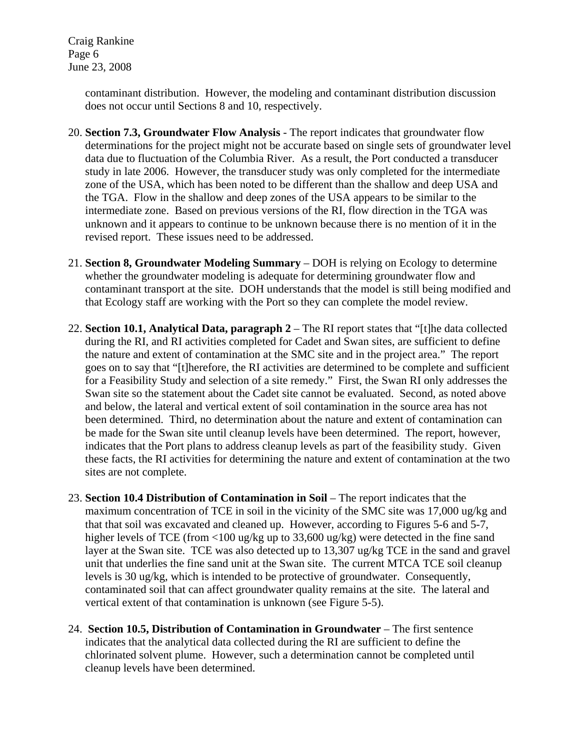contaminant distribution. However, the modeling and contaminant distribution discussion does not occur until Sections 8 and 10, respectively.

20. **Section 7.3, Groundwater Flow Analysis** - The report indicates that groundwater flow determinations for the project might not be accurate based on single sets of groundwater level data due to fluctuation of the Columbia River. As a result, the Port conducted a transducer study in late 2006. However, the transducer study was only completed for the intermediate zone of the USA, which has been noted to be different than the shallow and deep USA and the TGA. Flow in the shallow and deep zones of the USA appears to be similar to the intermediate zone. Based on previous versions of the RI, flow direction in the TGA was unknown and it appears to continue to be unknown because there is no mention of it in the revised report. These issues need to be addressed.

21. **Section 8, Groundwater Modeling Summary** – DOH is relying on Ecology to determine whether the groundwater modeling is adequate for determining groundwater flow and contaminant transport at the site. DOH understands that the model is still being modified and that Ecology staff are working with the Port so they can complete the model review.

22. **Section 10.1, Analytical Data, paragraph 2** – The RI report states that "[t]he data collected during the RI, and RI activities completed for Cadet and Swan sites, are sufficient to define the nature and extent of contamination at the SMC site and in the project area." The report goes on to say that "[t]herefore, the RI activities are determined to be complete and sufficient for a Feasibility Study and selection of a site remedy." First, the Swan RI only addresses the Swan site so the statement about the Cadet site cannot be evaluated. Second, as noted above and below, the lateral and vertical extent of soil contamination in the source area has not been determined. Third, no determination about the nature and extent of contamination can be made for the Swan site until cleanup levels have been determined. The report, however, indicates that the Port plans to address cleanup levels as part of the feasibility study. Given these facts, the RI activities for determining the nature and extent of contamination at the two sites are not complete.

23. **Section 10.4 Distribution of Contamination in Soil** – The report indicates that the maximum concentration of TCE in soil in the vicinity of the SMC site was 17,000 ug/kg and that that soil was excavated and cleaned up. However, according to Figures 5-6 and 5-7, higher levels of TCE (from <100 ug/kg up to 33,600 ug/kg) were detected in the fine sand layer at the Swan site. TCE was also detected up to 13,307 ug/kg TCE in the sand and gravel unit that underlies the fine sand unit at the Swan site. The current MTCA TCE soil cleanup levels is 30 ug/kg, which is intended to be protective of groundwater. Consequently, contaminated soil that can affect groundwater quality remains at the site. The lateral and vertical extent of that contamination is unknown (see Figure 5-5).

24. **Section 10.5, Distribution of Contamination in Groundwater** – The first sentence indicates that the analytical data collected during the RI are sufficient to define the chlorinated solvent plume. However, such a determination cannot be completed until cleanup levels have been determined.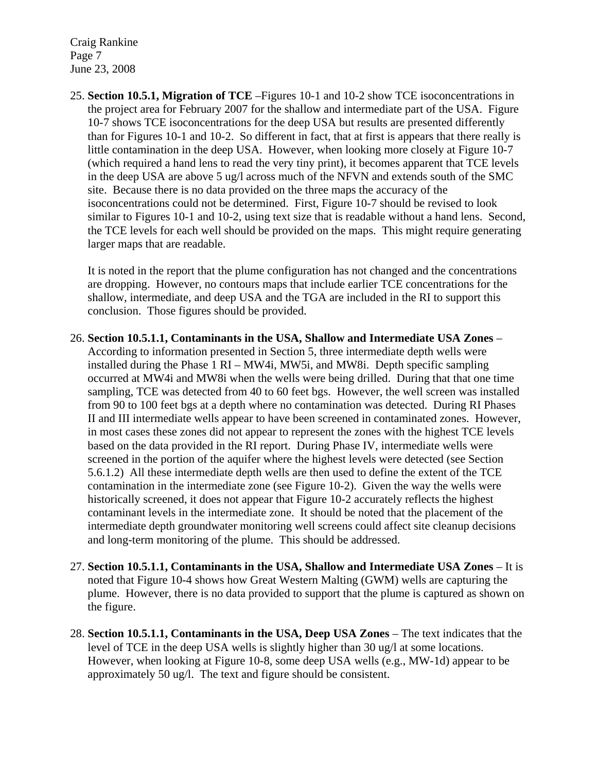25. **Section 10.5.1, Migration of TCE** –Figures 10-1 and 10-2 show TCE isoconcentrations in the project area for February 2007 for the shallow and intermediate part of the USA. Figure 10-7 shows TCE isoconcentrations for the deep USA but results are presented differently than for Figures 10-1 and 10-2. So different in fact, that at first is appears that there really is little contamination in the deep USA. However, when looking more closely at Figure 10-7 (which required a hand lens to read the very tiny print), it becomes apparent that TCE levels in the deep USA are above 5 ug/l across much of the NFVN and extends south of the SMC site. Because there is no data provided on the three maps the accuracy of the isoconcentrations could not be determined. First, Figure 10-7 should be revised to look similar to Figures 10-1 and 10-2, using text size that is readable without a hand lens. Second, the TCE levels for each well should be provided on the maps. This might require generating larger maps that are readable.

    It is noted in the report that the plume configuration has not changed and the concentrations are dropping. However, no contours maps that include earlier TCE concentrations for the shallow, intermediate, and deep USA and the TGA are included in the RI to support this conclusion. Those figures should be provided.

26. **Section 10.5.1.1, Contaminants in the USA, Shallow and Intermediate USA Zones** – According to information presented in Section 5, three intermediate depth wells were installed during the Phase 1 RI – MW4i, MW5i, and MW8i. Depth specific sampling occurred at MW4i and MW8i when the wells were being drilled. During that that one time sampling, TCE was detected from 40 to 60 feet bgs. However, the well screen was installed from 90 to 100 feet bgs at a depth where no contamination was detected. During RI Phases II and III intermediate wells appear to have been screened in contaminated zones. However, in most cases these zones did not appear to represent the zones with the highest TCE levels based on the data provided in the RI report. During Phase IV, intermediate wells were screened in the portion of the aquifer where the highest levels were detected (see Section 5.6.1.2) All these intermediate depth wells are then used to define the extent of the TCE contamination in the intermediate zone (see Figure 10-2). Given the way the wells were historically screened, it does not appear that Figure 10-2 accurately reflects the highest contaminant levels in the intermediate zone. It should be noted that the placement of the intermediate depth groundwater monitoring well screens could affect site cleanup decisions and long-term monitoring of the plume. This should be addressed.

27. **Section 10.5.1.1, Contaminants in the USA, Shallow and Intermediate USA Zones** – It is noted that Figure 10-4 shows how Great Western Malting (GWM) wells are capturing the plume. However, there is no data provided to support that the plume is captured as shown on the figure.

28. **Section 10.5.1.1, Contaminants in the USA, Deep USA Zones** – The text indicates that the level of TCE in the deep USA wells is slightly higher than 30 ug/l at some locations. However, when looking at Figure 10-8, some deep USA wells (e.g., MW-1d) appear to be approximately 50 ug/l. The text and figure should be consistent.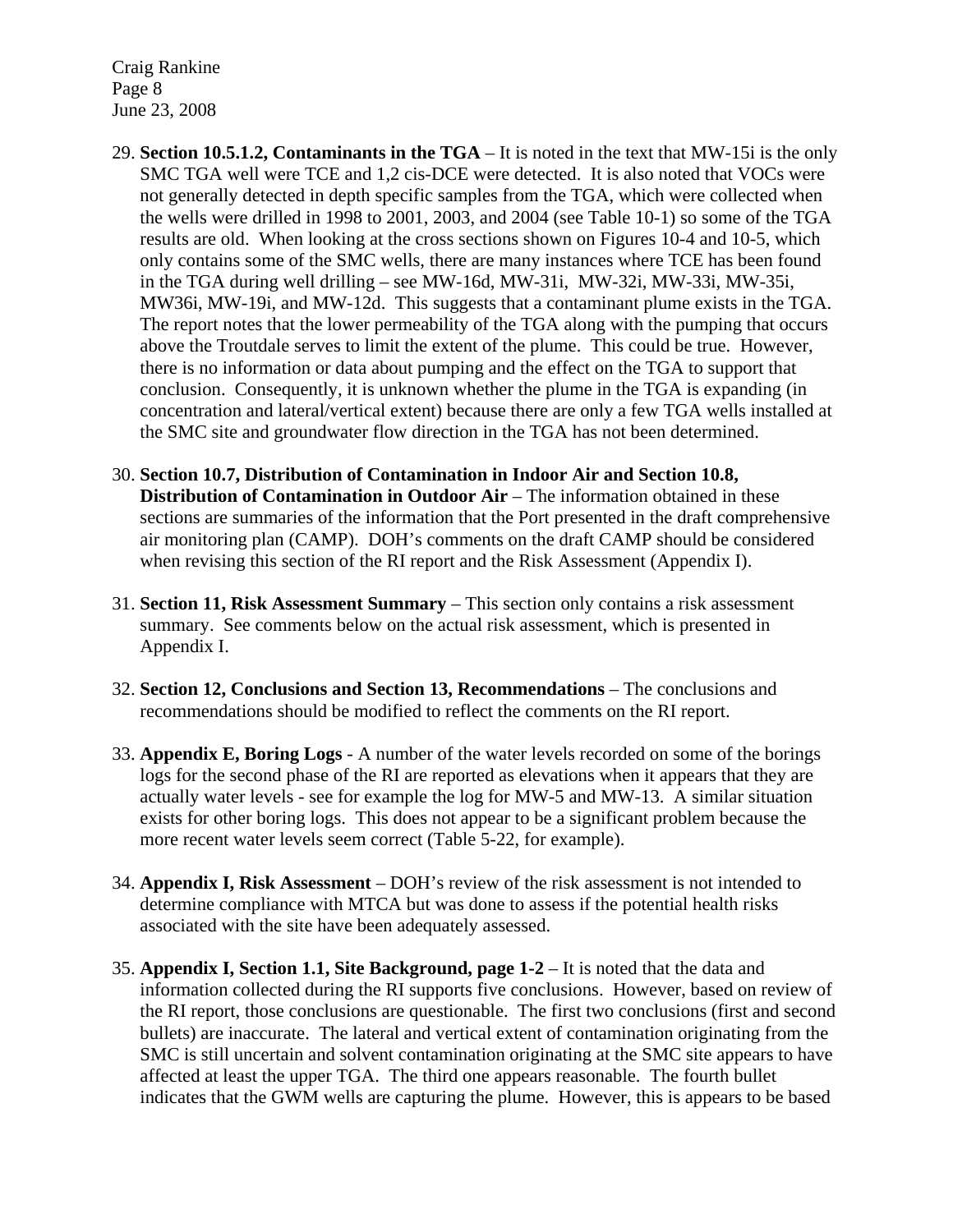29. **Section 10.5.1.2, Contaminants in the TGA** – It is noted in the text that MW-15i is the only SMC TGA well were TCE and 1,2 cis-DCE were detected. It is also noted that VOCs were not generally detected in depth specific samples from the TGA, which were collected when the wells were drilled in 1998 to 2001, 2003, and 2004 (see Table 10-1) so some of the TGA results are old. When looking at the cross sections shown on Figures 10-4 and 10-5, which only contains some of the SMC wells, there are many instances where TCE has been found in the TGA during well drilling – see MW-16d, MW-31i, MW-32i, MW-33i, MW-35i, MW36i, MW-19i, and MW-12d. This suggests that a contaminant plume exists in the TGA. The report notes that the lower permeability of the TGA along with the pumping that occurs above the Troutdale serves to limit the extent of the plume. This could be true. However, there is no information or data about pumping and the effect on the TGA to support that conclusion. Consequently, it is unknown whether the plume in the TGA is expanding (in concentration and lateral/vertical extent) because there are only a few TGA wells installed at the SMC site and groundwater flow direction in the TGA has not been determined.

30. **Section 10.7, Distribution of Contamination in Indoor Air and Section 10.8, Distribution of Contamination in Outdoor Air** – The information obtained in these sections are summaries of the information that the Port presented in the draft comprehensive air monitoring plan (CAMP). DOH's comments on the draft CAMP should be considered when revising this section of the RI report and the Risk Assessment (Appendix I).

31. **Section 11, Risk Assessment Summary** – This section only contains a risk assessment summary. See comments below on the actual risk assessment, which is presented in Appendix I.

32. **Section 12, Conclusions and Section 13, Recommendations** – The conclusions and recommendations should be modified to reflect the comments on the RI report.

33. **Appendix E, Boring Logs** - A number of the water levels recorded on some of the borings logs for the second phase of the RI are reported as elevations when it appears that they are actually water levels - see for example the log for MW-5 and MW-13. A similar situation exists for other boring logs. This does not appear to be a significant problem because the more recent water levels seem correct (Table 5-22, for example).

34. **Appendix I, Risk Assessment** – DOH's review of the risk assessment is not intended to determine compliance with MTCA but was done to assess if the potential health risks associated with the site have been adequately assessed.

35. **Appendix I, Section 1.1, Site Background, page 1-2** – It is noted that the data and information collected during the RI supports five conclusions. However, based on review of the RI report, those conclusions are questionable. The first two conclusions (first and second bullets) are inaccurate. The lateral and vertical extent of contamination originating from the SMC is still uncertain and solvent contamination originating at the SMC site appears to have affected at least the upper TGA. The third one appears reasonable. The fourth bullet indicates that the GWM wells are capturing the plume. However, this is appears to be based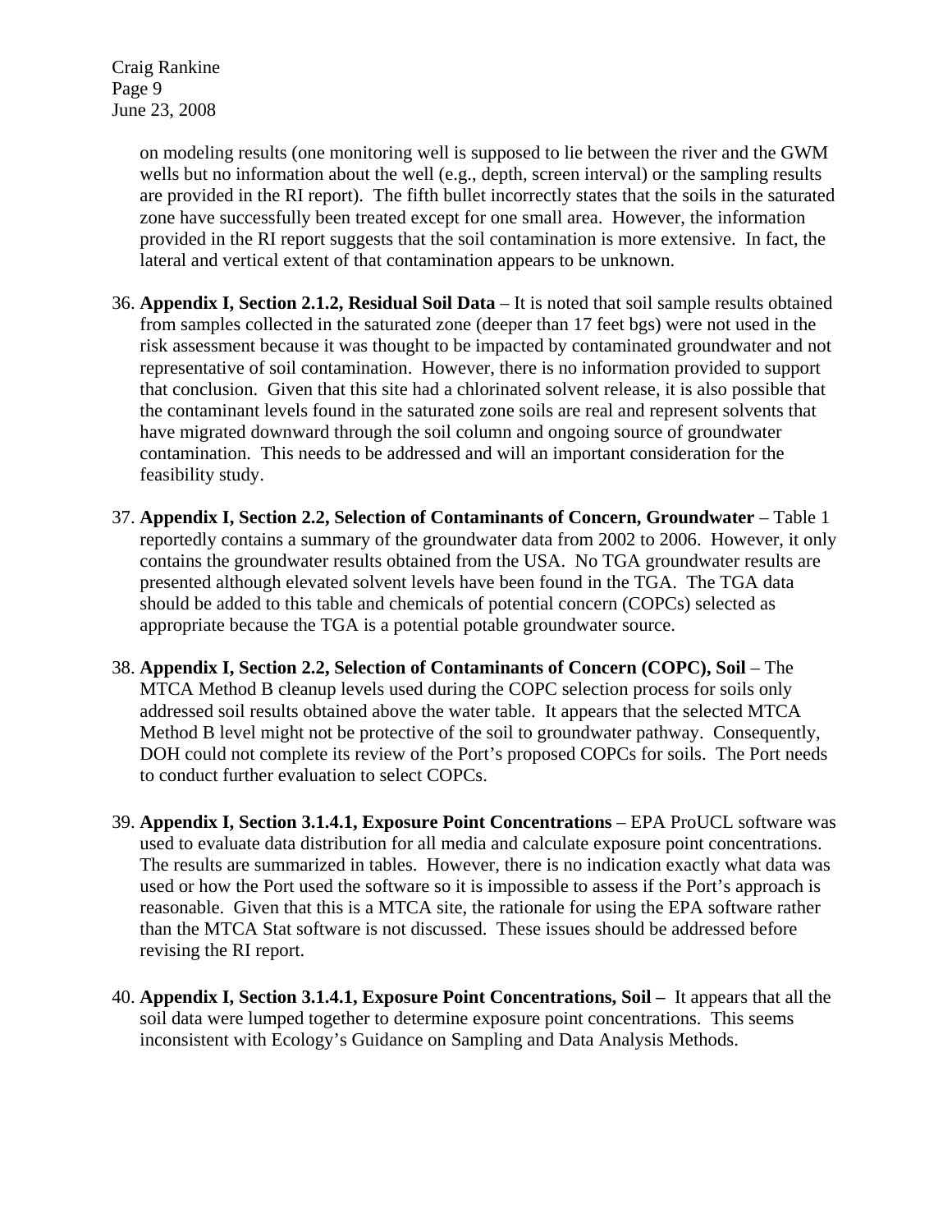on modeling results (one monitoring well is supposed to lie between the river and the GWM wells but no information about the well (e.g., depth, screen interval) or the sampling results are provided in the RI report). The fifth bullet incorrectly states that the soils in the saturated zone have successfully been treated except for one small area. However, the information provided in the RI report suggests that the soil contamination is more extensive. In fact, the lateral and vertical extent of that contamination appears to be unknown.

36. **Appendix I, Section 2.1.2, Residual Soil Data** – It is noted that soil sample results obtained from samples collected in the saturated zone (deeper than 17 feet bgs) were not used in the risk assessment because it was thought to be impacted by contaminated groundwater and not representative of soil contamination. However, there is no information provided to support that conclusion. Given that this site had a chlorinated solvent release, it is also possible that the contaminant levels found in the saturated zone soils are real and represent solvents that have migrated downward through the soil column and ongoing source of groundwater contamination. This needs to be addressed and will an important consideration for the feasibility study.

37. **Appendix I, Section 2.2, Selection of Contaminants of Concern, Groundwater** – Table 1 reportedly contains a summary of the groundwater data from 2002 to 2006. However, it only contains the groundwater results obtained from the USA. No TGA groundwater results are presented although elevated solvent levels have been found in the TGA. The TGA data should be added to this table and chemicals of potential concern (COPCs) selected as appropriate because the TGA is a potential potable groundwater source.

38. **Appendix I, Section 2.2, Selection of Contaminants of Concern (COPC), Soil** – The MTCA Method B cleanup levels used during the COPC selection process for soils only addressed soil results obtained above the water table. It appears that the selected MTCA Method B level might not be protective of the soil to groundwater pathway. Consequently, DOH could not complete its review of the Port's proposed COPCs for soils. The Port needs to conduct further evaluation to select COPCs.

39. **Appendix I, Section 3.1.4.1, Exposure Point Concentrations** – EPA ProUCL software was used to evaluate data distribution for all media and calculate exposure point concentrations. The results are summarized in tables. However, there is no indication exactly what data was used or how the Port used the software so it is impossible to assess if the Port's approach is reasonable. Given that this is a MTCA site, the rationale for using the EPA software rather than the MTCA Stat software is not discussed. These issues should be addressed before revising the RI report.

40. **Appendix I, Section 3.1.4.1, Exposure Point Concentrations, Soil –** It appears that all the soil data were lumped together to determine exposure point concentrations. This seems inconsistent with Ecology's Guidance on Sampling and Data Analysis Methods.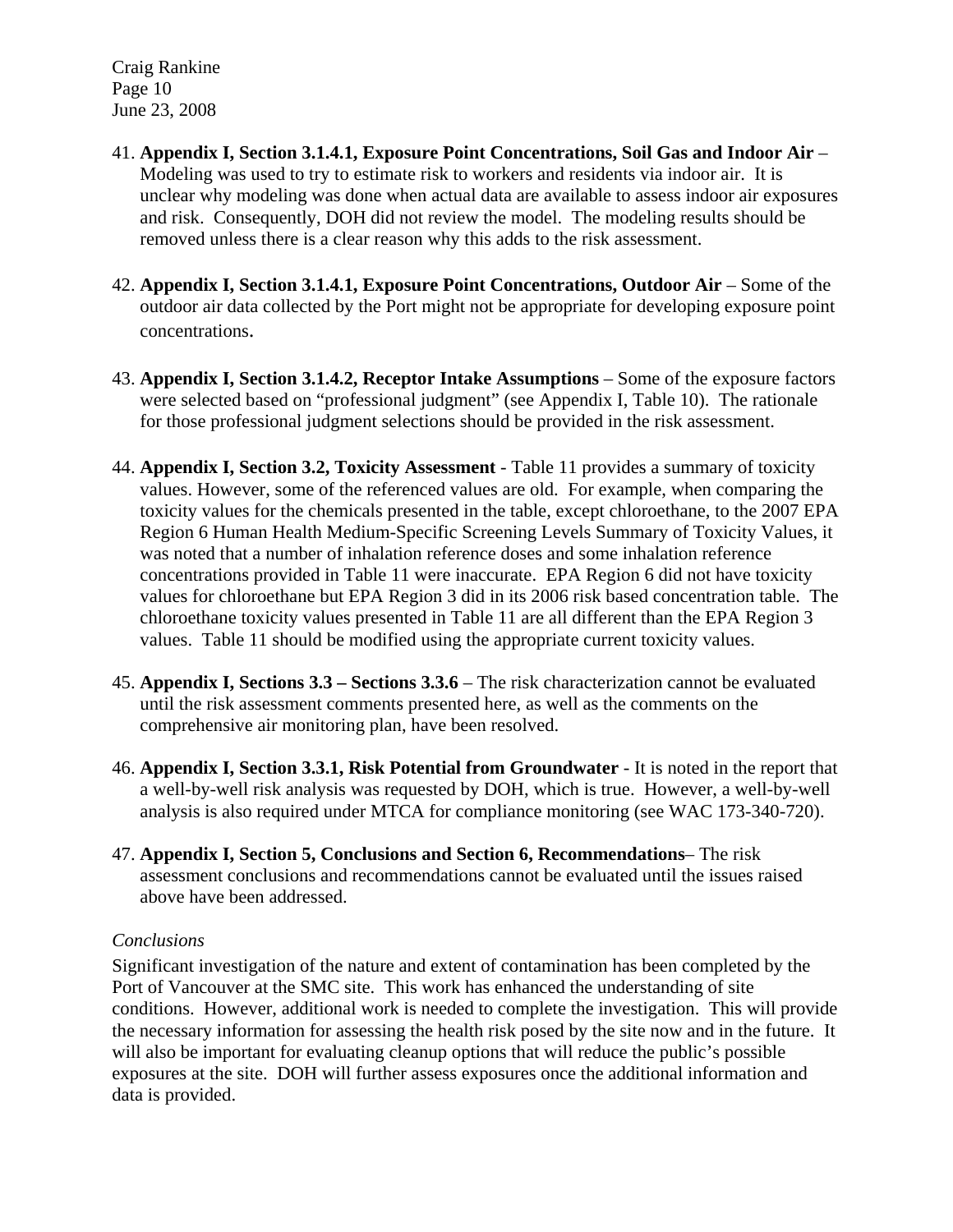41. **Appendix I, Section 3.1.4.1, Exposure Point Concentrations, Soil Gas and Indoor Air** – Modeling was used to try to estimate risk to workers and residents via indoor air. It is unclear why modeling was done when actual data are available to assess indoor air exposures and risk. Consequently, DOH did not review the model. The modeling results should be removed unless there is a clear reason why this adds to the risk assessment.

42. **Appendix I, Section 3.1.4.1, Exposure Point Concentrations, Outdoor Air** – Some of the outdoor air data collected by the Port might not be appropriate for developing exposure point concentrations.

43. **Appendix I, Section 3.1.4.2, Receptor Intake Assumptions** – Some of the exposure factors were selected based on "professional judgment" (see Appendix I, Table 10). The rationale for those professional judgment selections should be provided in the risk assessment.

44. **Appendix I, Section 3.2, Toxicity Assessment** - Table 11 provides a summary of toxicity values. However, some of the referenced values are old. For example, when comparing the toxicity values for the chemicals presented in the table, except chloroethane, to the 2007 EPA Region 6 Human Health Medium-Specific Screening Levels Summary of Toxicity Values, it was noted that a number of inhalation reference doses and some inhalation reference concentrations provided in Table 11 were inaccurate. EPA Region 6 did not have toxicity values for chloroethane but EPA Region 3 did in its 2006 risk based concentration table. The chloroethane toxicity values presented in Table 11 are all different than the EPA Region 3 values. Table 11 should be modified using the appropriate current toxicity values.

45. **Appendix I, Sections 3.3 – Sections 3.3.6** – The risk characterization cannot be evaluated until the risk assessment comments presented here, as well as the comments on the comprehensive air monitoring plan, have been resolved.

46. **Appendix I, Section 3.3.1, Risk Potential from Groundwater** - It is noted in the report that a well-by-well risk analysis was requested by DOH, which is true. However, a well-by-well analysis is also required under MTCA for compliance monitoring (see WAC 173-340-720).

47. **Appendix I, Section 5, Conclusions and Section 6, Recommendations**– The risk assessment conclusions and recommendations cannot be evaluated until the issues raised above have been addressed.

*Conclusions*

Significant investigation of the nature and extent of contamination has been completed by the Port of Vancouver at the SMC site. This work has enhanced the understanding of site conditions. However, additional work is needed to complete the investigation. This will provide the necessary information for assessing the health risk posed by the site now and in the future. It will also be important for evaluating cleanup options that will reduce the public's possible exposures at the site. DOH will further assess exposures once the additional information and data is provided.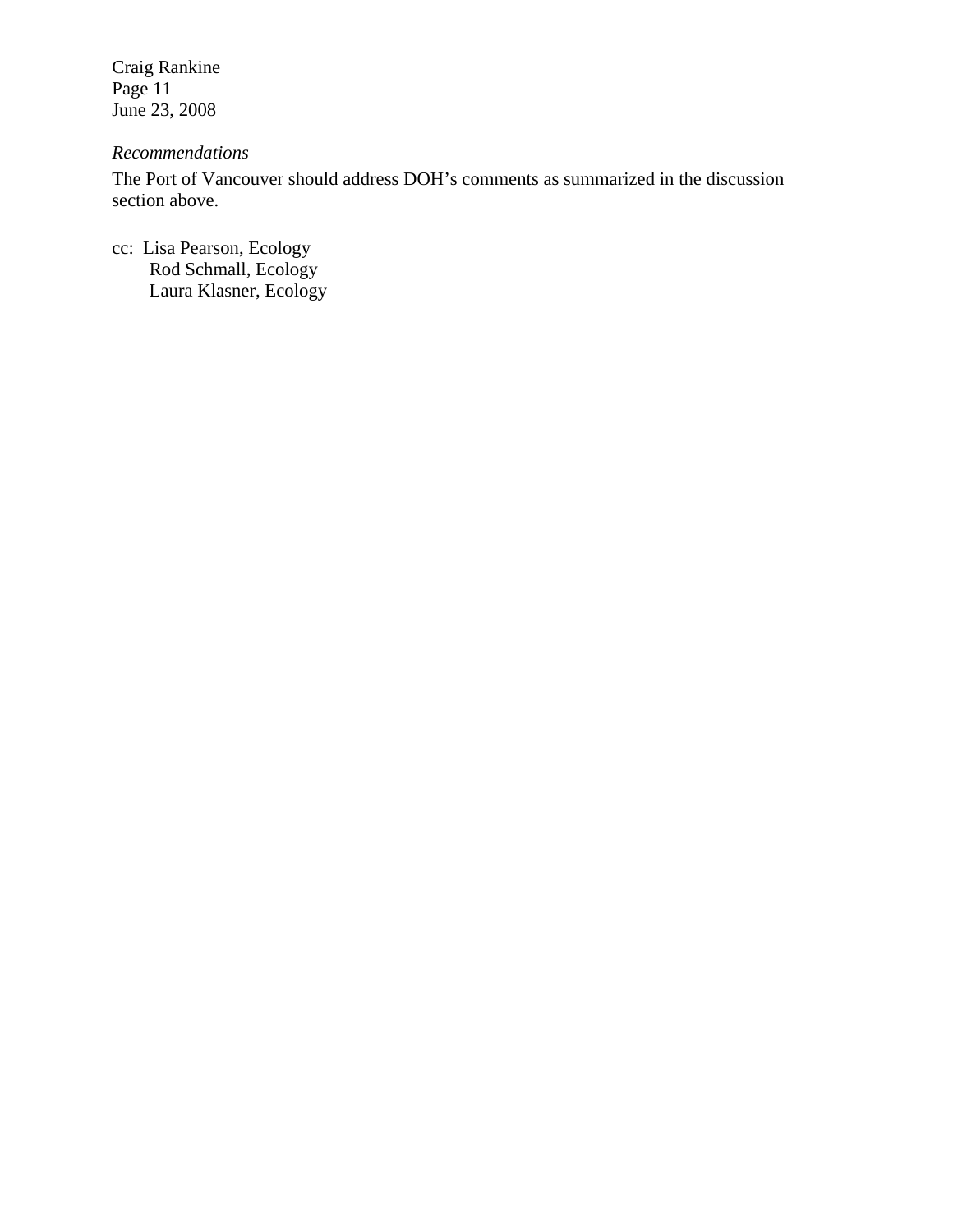*Recommendations*

The Port of Vancouver should address DOH's comments as summarized in the discussion section above.

cc: Lisa Pearson, Ecology
Rod Schmall, Ecology
Laura Klasner, Ecology